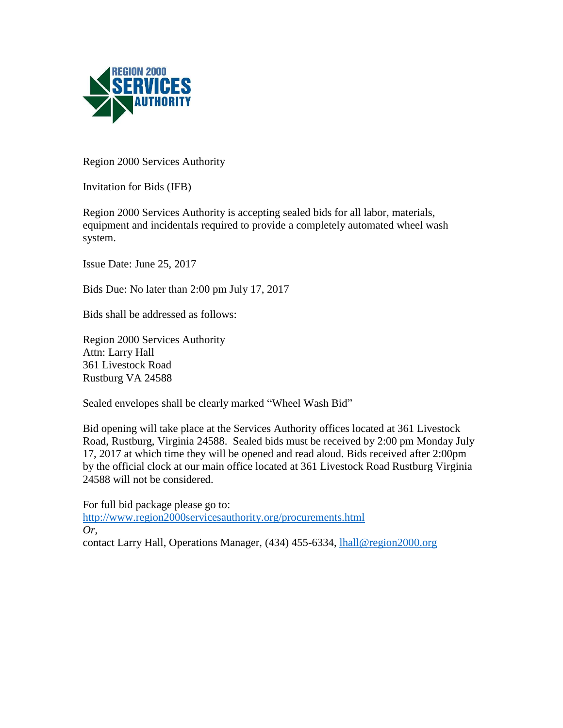Region 2000 Services Authority

Invitation for Bids (IFB)

Region 2000 Services Authority is accepting sealed bids for all labor, materials, equipment and incidentals required to provide a completely automated wheel wash system.

Issue Date: June 25, 2017

Bids Due: No later than 2:00 pm July 17, 2017

Bids shall be addressed as follows:

Region 2000 Services Authority
Attn: Larry Hall
361 Livestock Road
Rustburg VA 24588

Sealed envelopes shall be clearly marked "Wheel Wash Bid"

Bid opening will take place at the Services Authority offices located at 361 Livestock Road, Rustburg, Virginia 24588. Sealed bids must be received by 2:00 pm Monday July 17, 2017 at which time they will be opened and read aloud. Bids received after 2:00pm by the official clock at our main office located at 361 Livestock Road Rustburg Virginia 24588 will not be considered.

For full bid package please go to:
http://www.region2000servicesauthority.org/procurements.html
*Or,*
contact Larry Hall, Operations Manager, (434) 455-6334, lhall@region2000.org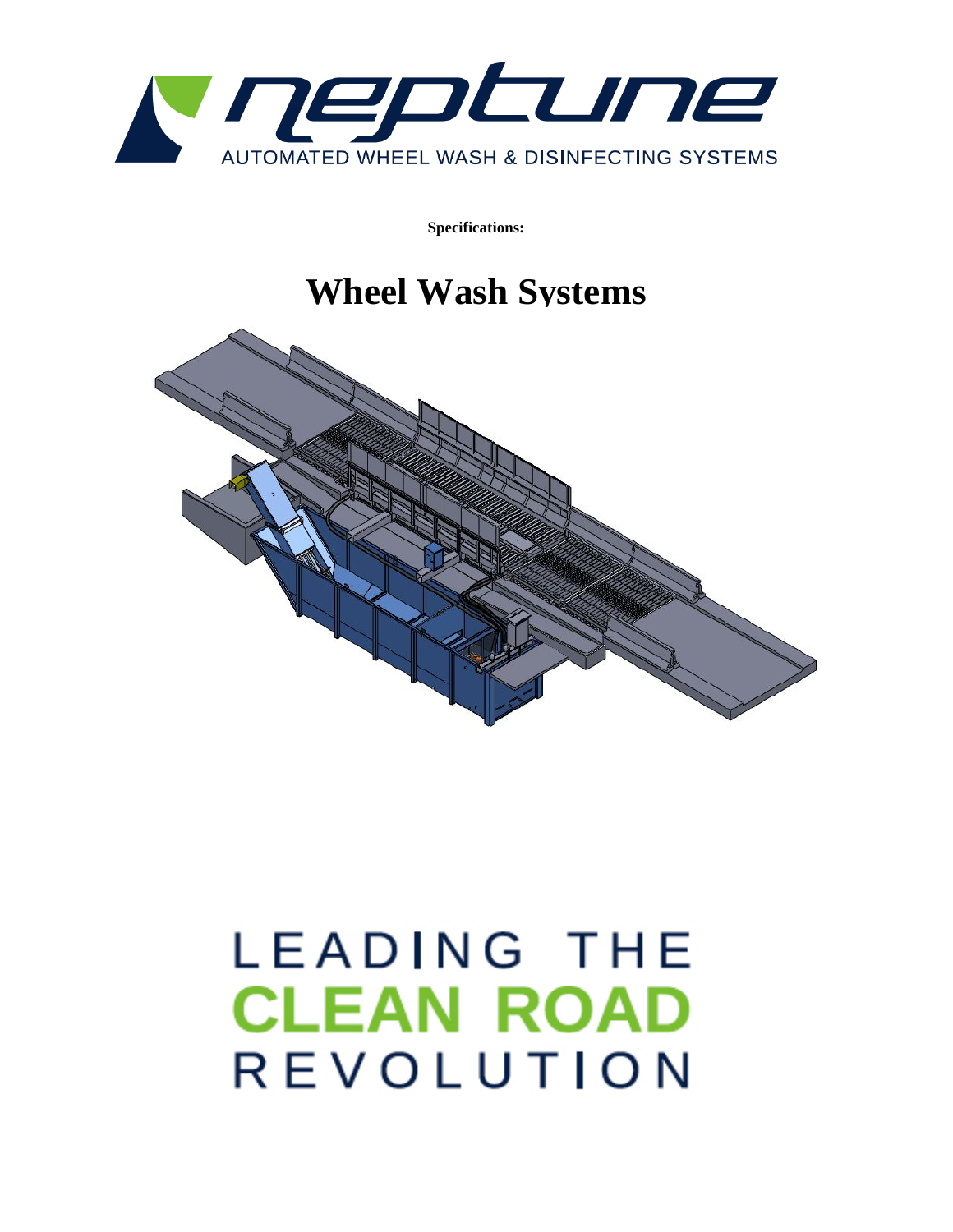neptune

AUTOMATED WHEEL WASH & DISINFECTING SYSTEMS

**Specifications:**

# Wheel Wash Systems

LEADING THE
CLEAN ROAD
REVOLUTION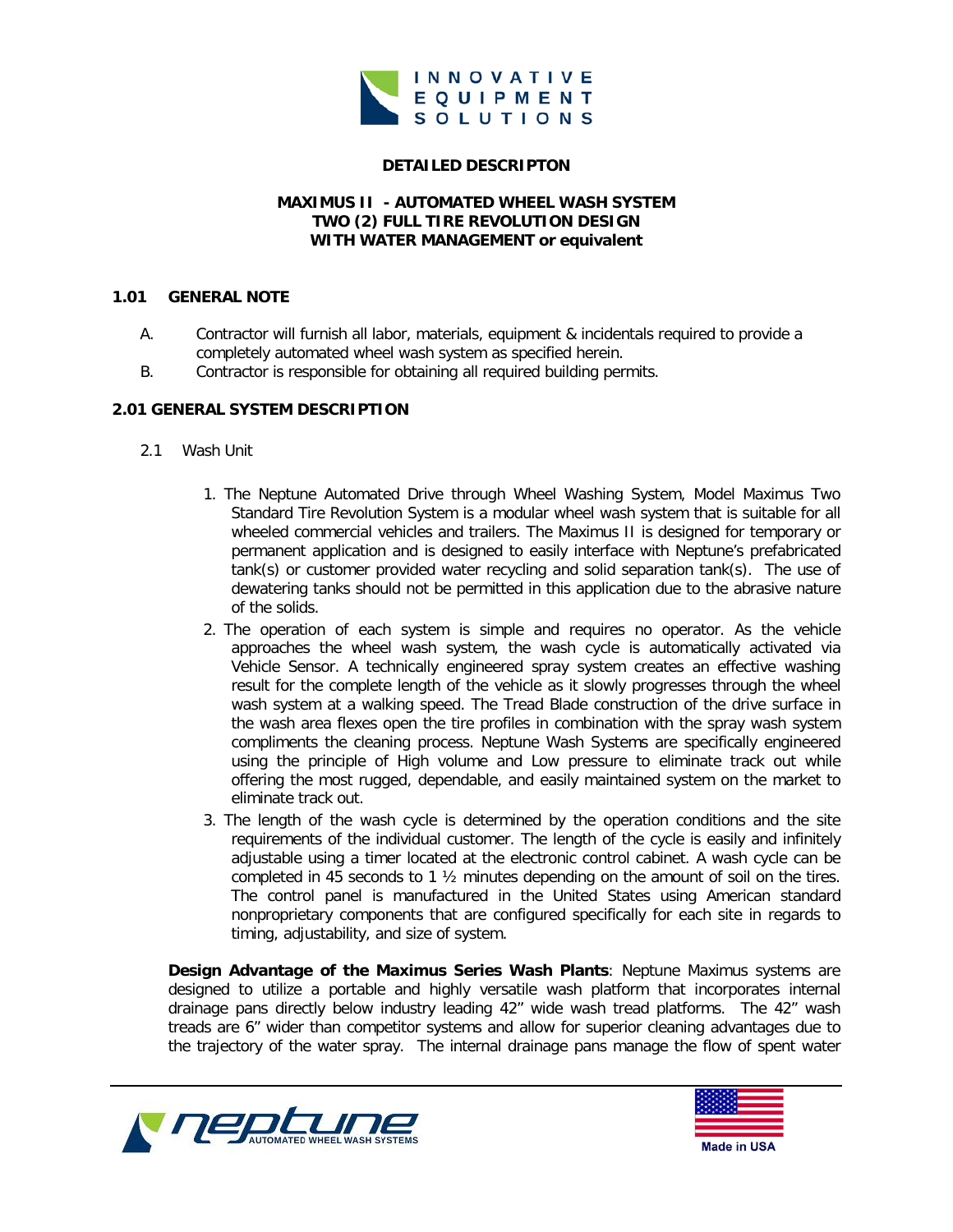**DETAILED DESCRIPTON**

**MAXIMUS II - AUTOMATED WHEEL WASH SYSTEM**
**TWO (2) FULL TIRE REVOLUTION DESIGN**
**WITH WATER MANAGEMENT or equivalent**

## 1.01 GENERAL NOTE

A. Contractor will furnish all labor, materials, equipment & incidentals required to provide a completely automated wheel wash system as specified herein.

B. Contractor is responsible for obtaining all required building permits.

## 2.01 GENERAL SYSTEM DESCRIPTION

2.1 Wash Unit

1. The Neptune Automated Drive through Wheel Washing System, Model Maximus Two Standard Tire Revolution System is a modular wheel wash system that is suitable for all wheeled commercial vehicles and trailers. The Maximus II is designed for temporary or permanent application and is designed to easily interface with Neptune's prefabricated tank(s) or customer provided water recycling and solid separation tank(s). The use of dewatering tanks should not be permitted in this application due to the abrasive nature of the solids.
2. The operation of each system is simple and requires no operator. As the vehicle approaches the wheel wash system, the wash cycle is automatically activated via Vehicle Sensor. A technically engineered spray system creates an effective washing result for the complete length of the vehicle as it slowly progresses through the wheel wash system at a walking speed. The Tread Blade construction of the drive surface in the wash area flexes open the tire profiles in combination with the spray wash system compliments the cleaning process. Neptune Wash Systems are specifically engineered using the principle of High volume and Low pressure to eliminate track out while offering the most rugged, dependable, and easily maintained system on the market to eliminate track out.
3. The length of the wash cycle is determined by the operation conditions and the site requirements of the individual customer. The length of the cycle is easily and infinitely adjustable using a timer located at the electronic control cabinet. A wash cycle can be completed in 45 seconds to 1 ½ minutes depending on the amount of soil on the tires. The control panel is manufactured in the United States using American standard nonproprietary components that are configured specifically for each site in regards to timing, adjustability, and size of system.

**Design Advantage of the Maximus Series Wash Plants**: Neptune Maximus systems are designed to utilize a portable and highly versatile wash platform that incorporates internal drainage pans directly below industry leading 42" wide wash tread platforms. The 42" wash treads are 6" wider than competitor systems and allow for superior cleaning advantages due to the trajectory of the water spray. The internal drainage pans manage the flow of spent water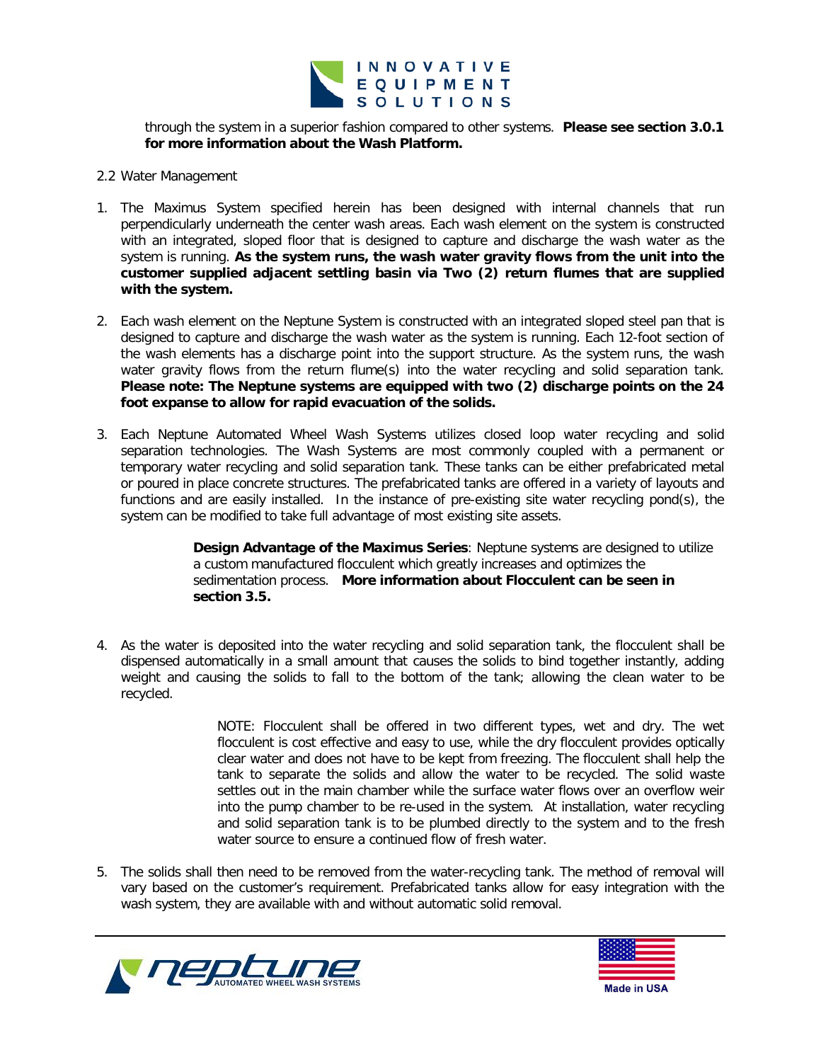through the system in a superior fashion compared to other systems. **Please see section 3.0.1 for more information about the Wash Platform.**

2.2 Water Management

1. The Maximus System specified herein has been designed with internal channels that run perpendicularly underneath the center wash areas. Each wash element on the system is constructed with an integrated, sloped floor that is designed to capture and discharge the wash water as the system is running. **As the system runs, the wash water gravity flows from the unit into the customer supplied adjacent settling basin via Two (2) return flumes that are supplied with the system.**

2. Each wash element on the Neptune System is constructed with an integrated sloped steel pan that is designed to capture and discharge the wash water as the system is running. Each 12-foot section of the wash elements has a discharge point into the support structure. As the system runs, the wash water gravity flows from the return flume(s) into the water recycling and solid separation tank. **Please note: The Neptune systems are equipped with two (2) discharge points on the 24 foot expanse to allow for rapid evacuation of the solids.**

3. Each Neptune Automated Wheel Wash Systems utilizes closed loop water recycling and solid separation technologies. The Wash Systems are most commonly coupled with a permanent or temporary water recycling and solid separation tank. These tanks can be either prefabricated metal or poured in place concrete structures. The prefabricated tanks are offered in a variety of layouts and functions and are easily installed. In the instance of pre-existing site water recycling pond(s), the system can be modified to take full advantage of most existing site assets.

   **Design Advantage of the Maximus Series**: Neptune systems are designed to utilize a custom manufactured flocculent which greatly increases and optimizes the sedimentation process. **More information about Flocculent can be seen in section 3.5.**

4. As the water is deposited into the water recycling and solid separation tank, the flocculent shall be dispensed automatically in a small amount that causes the solids to bind together instantly, adding weight and causing the solids to fall to the bottom of the tank; allowing the clean water to be recycled.

   NOTE: Flocculent shall be offered in two different types, wet and dry. The wet flocculent is cost effective and easy to use, while the dry flocculent provides optically clear water and does not have to be kept from freezing. The flocculent shall help the tank to separate the solids and allow the water to be recycled. The solid waste settles out in the main chamber while the surface water flows over an overflow weir into the pump chamber to be re-used in the system. At installation, water recycling and solid separation tank is to be plumbed directly to the system and to the fresh water source to ensure a continued flow of fresh water.

5. The solids shall then need to be removed from the water-recycling tank. The method of removal will vary based on the customer's requirement. Prefabricated tanks allow for easy integration with the wash system, they are available with and without automatic solid removal.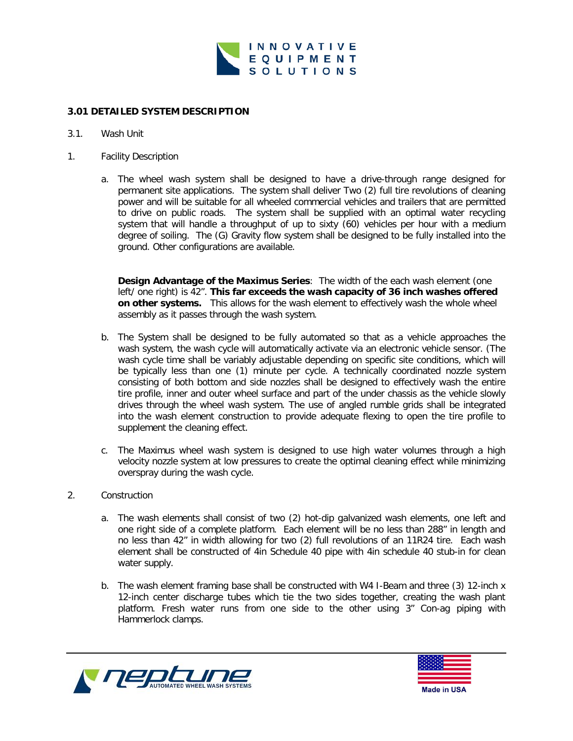## 3.01 DETAILED SYSTEM DESCRIPTION

3.1. Wash Unit

1. Facility Description

   a. The wheel wash system shall be designed to have a drive-through range designed for permanent site applications. The system shall deliver Two (2) full tire revolutions of cleaning power and will be suitable for all wheeled commercial vehicles and trailers that are permitted to drive on public roads. The system shall be supplied with an optimal water recycling system that will handle a throughput of up to sixty (60) vehicles per hour with a medium degree of soiling. The (G) Gravity flow system shall be designed to be fully installed into the ground. Other configurations are available.

      **Design Advantage of the Maximus Series**: The width of the each wash element (one left/ one right) is 42". **This far exceeds the wash capacity of 36 inch washes offered on other systems.** This allows for the wash element to effectively wash the whole wheel assembly as it passes through the wash system.

   b. The System shall be designed to be fully automated so that as a vehicle approaches the wash system, the wash cycle will automatically activate via an electronic vehicle sensor. (The wash cycle time shall be variably adjustable depending on specific site conditions, which will be typically less than one (1) minute per cycle. A technically coordinated nozzle system consisting of both bottom and side nozzles shall be designed to effectively wash the entire tire profile, inner and outer wheel surface and part of the under chassis as the vehicle slowly drives through the wheel wash system. The use of angled rumble grids shall be integrated into the wash element construction to provide adequate flexing to open the tire profile to supplement the cleaning effect.

   c. The Maximus wheel wash system is designed to use high water volumes through a high velocity nozzle system at low pressures to create the optimal cleaning effect while minimizing overspray during the wash cycle.

2. Construction

   a. The wash elements shall consist of two (2) hot-dip galvanized wash elements, one left and one right side of a complete platform. Each element will be no less than 288" in length and no less than 42" in width allowing for two (2) full revolutions of an 11R24 tire. Each wash element shall be constructed of 4in Schedule 40 pipe with 4in schedule 40 stub-in for clean water supply.

   b. The wash element framing base shall be constructed with W4 I-Beam and three (3) 12-inch x 12-inch center discharge tubes which tie the two sides together, creating the wash plant platform. Fresh water runs from one side to the other using 3" Con-ag piping with Hammerlock clamps.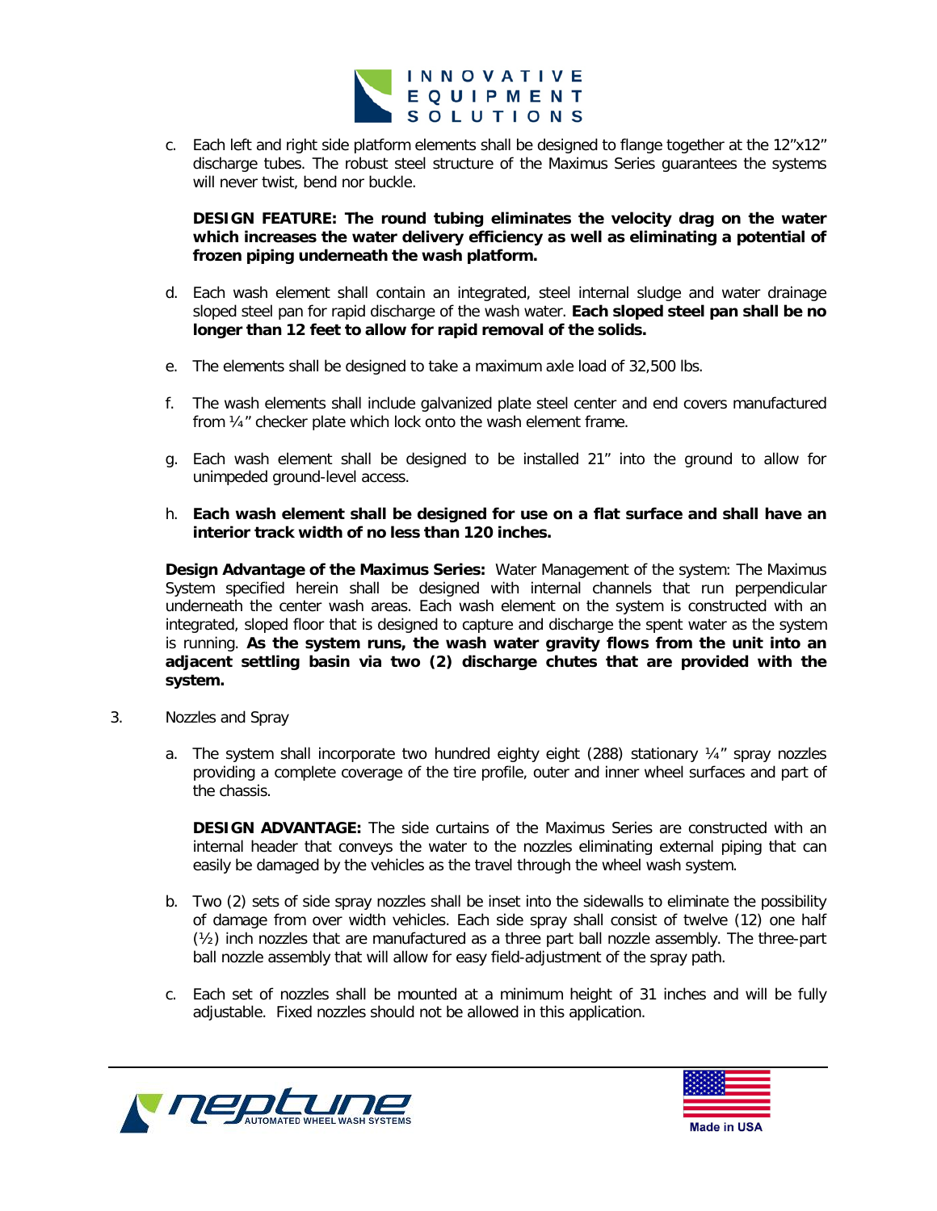c. Each left and right side platform elements shall be designed to flange together at the 12"x12" discharge tubes. The robust steel structure of the Maximus Series guarantees the systems will never twist, bend nor buckle.

   **DESIGN FEATURE: The round tubing eliminates the velocity drag on the water which increases the water delivery efficiency as well as eliminating a potential of frozen piping underneath the wash platform.**

d. Each wash element shall contain an integrated, steel internal sludge and water drainage sloped steel pan for rapid discharge of the wash water. **Each sloped steel pan shall be no longer than 12 feet to allow for rapid removal of the solids.**

e. The elements shall be designed to take a maximum axle load of 32,500 lbs.

f. The wash elements shall include galvanized plate steel center and end covers manufactured from ¼" checker plate which lock onto the wash element frame.

g. Each wash element shall be designed to be installed 21" into the ground to allow for unimpeded ground-level access.

h. **Each wash element shall be designed for use on a flat surface and shall have an interior track width of no less than 120 inches.**

**Design Advantage of the Maximus Series:** Water Management of the system: The Maximus System specified herein shall be designed with internal channels that run perpendicular underneath the center wash areas. Each wash element on the system is constructed with an integrated, sloped floor that is designed to capture and discharge the spent water as the system is running. **As the system runs, the wash water gravity flows from the unit into an adjacent settling basin via two (2) discharge chutes that are provided with the system.**

3. Nozzles and Spray

   a. The system shall incorporate two hundred eighty eight (288) stationary ¼" spray nozzles providing a complete coverage of the tire profile, outer and inner wheel surfaces and part of the chassis.

      **DESIGN ADVANTAGE:** The side curtains of the Maximus Series are constructed with an internal header that conveys the water to the nozzles eliminating external piping that can easily be damaged by the vehicles as the travel through the wheel wash system.

   b. Two (2) sets of side spray nozzles shall be inset into the sidewalls to eliminate the possibility of damage from over width vehicles. Each side spray shall consist of twelve (12) one half (½) inch nozzles that are manufactured as a three part ball nozzle assembly. The three-part ball nozzle assembly that will allow for easy field-adjustment of the spray path.

   c. Each set of nozzles shall be mounted at a minimum height of 31 inches and will be fully adjustable. Fixed nozzles should not be allowed in this application.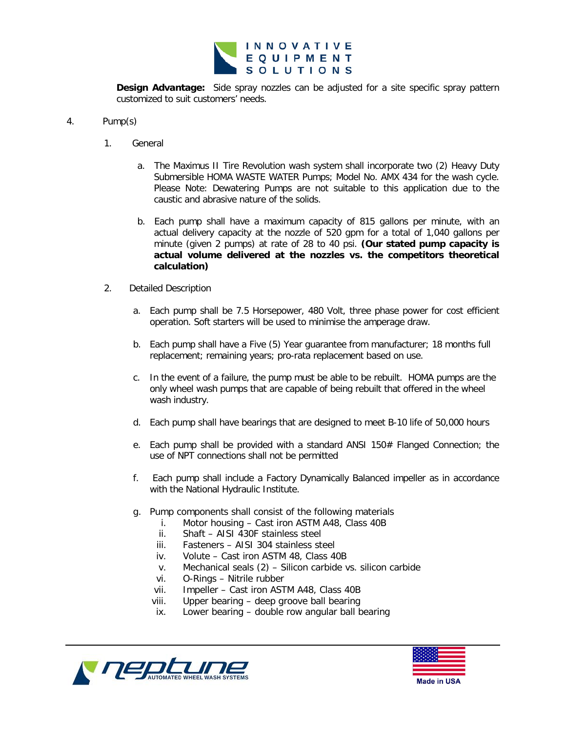**Design Advantage:** Side spray nozzles can be adjusted for a site specific spray pattern customized to suit customers' needs.

4. Pump(s)

   1. General

      a. The Maximus II Tire Revolution wash system shall incorporate two (2) Heavy Duty Submersible HOMA WASTE WATER Pumps; Model No. AMX 434 for the wash cycle. Please Note: Dewatering Pumps are not suitable to this application due to the caustic and abrasive nature of the solids.

      b. Each pump shall have a maximum capacity of 815 gallons per minute, with an actual delivery capacity at the nozzle of 520 gpm for a total of 1,040 gallons per minute (given 2 pumps) at rate of 28 to 40 psi. **(Our stated pump capacity is actual volume delivered at the nozzles vs. the competitors theoretical calculation)**

   2. Detailed Description

      a. Each pump shall be 7.5 Horsepower, 480 Volt, three phase power for cost efficient operation. Soft starters will be used to minimise the amperage draw.

      b. Each pump shall have a Five (5) Year guarantee from manufacturer; 18 months full replacement; remaining years; pro-rata replacement based on use.

      c. In the event of a failure, the pump must be able to be rebuilt. HOMA pumps are the only wheel wash pumps that are capable of being rebuilt that offered in the wheel wash industry.

      d. Each pump shall have bearings that are designed to meet B-10 life of 50,000 hours

      e. Each pump shall be provided with a standard ANSI 150# Flanged Connection; the use of NPT connections shall not be permitted

      f. Each pump shall include a Factory Dynamically Balanced impeller as in accordance with the National Hydraulic Institute.

      g. Pump components shall consist of the following materials
         i. Motor housing – Cast iron ASTM A48, Class 40B
         ii. Shaft – AISI 430F stainless steel
         iii. Fasteners – AISI 304 stainless steel
         iv. Volute – Cast iron ASTM 48, Class 40B
         v. Mechanical seals (2) – Silicon carbide vs. silicon carbide
         vi. O-Rings – Nitrile rubber
         vii. Impeller – Cast iron ASTM A48, Class 40B
         viii. Upper bearing – deep groove ball bearing
         ix. Lower bearing – double row angular ball bearing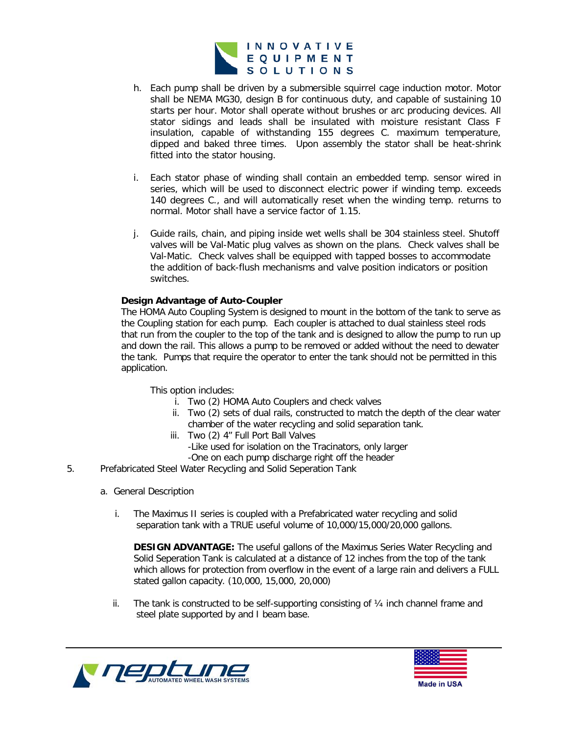h. Each pump shall be driven by a submersible squirrel cage induction motor. Motor shall be NEMA MG30, design B for continuous duty, and capable of sustaining 10 starts per hour. Motor shall operate without brushes or arc producing devices. All stator sidings and leads shall be insulated with moisture resistant Class F insulation, capable of withstanding 155 degrees C. maximum temperature, dipped and baked three times. Upon assembly the stator shall be heat-shrink fitted into the stator housing.

i. Each stator phase of winding shall contain an embedded temp. sensor wired in series, which will be used to disconnect electric power if winding temp. exceeds 140 degrees C., and will automatically reset when the winding temp. returns to normal. Motor shall have a service factor of 1.15.

j. Guide rails, chain, and piping inside wet wells shall be 304 stainless steel. Shutoff valves will be Val-Matic plug valves as shown on the plans. Check valves shall be Val-Matic. Check valves shall be equipped with tapped bosses to accommodate the addition of back-flush mechanisms and valve position indicators or position switches.

**Design Advantage of Auto-Coupler**

The HOMA Auto Coupling System is designed to mount in the bottom of the tank to serve as the Coupling station for each pump. Each coupler is attached to dual stainless steel rods that run from the coupler to the top of the tank and is designed to allow the pump to run up and down the rail. This allows a pump to be removed or added without the need to dewater the tank. Pumps that require the operator to enter the tank should not be permitted in this application.

This option includes:

i. Two (2) HOMA Auto Couplers and check valves
ii. Two (2) sets of dual rails, constructed to match the depth of the clear water chamber of the water recycling and solid separation tank.
iii. Two (2) 4" Full Port Ball Valves
    - Like used for isolation on the Tracinators, only larger
    - One on each pump discharge right off the header

5. Prefabricated Steel Water Recycling and Solid Seperation Tank

a. General Description

i. The Maximus II series is coupled with a Prefabricated water recycling and solid separation tank with a TRUE useful volume of 10,000/15,000/20,000 gallons.

**DESIGN ADVANTAGE:** The useful gallons of the Maximus Series Water Recycling and Solid Seperation Tank is calculated at a distance of 12 inches from the top of the tank which allows for protection from overflow in the event of a large rain and delivers a FULL stated gallon capacity. (10,000, 15,000, 20,000)

ii. The tank is constructed to be self-supporting consisting of ¼ inch channel frame and steel plate supported by and I beam base.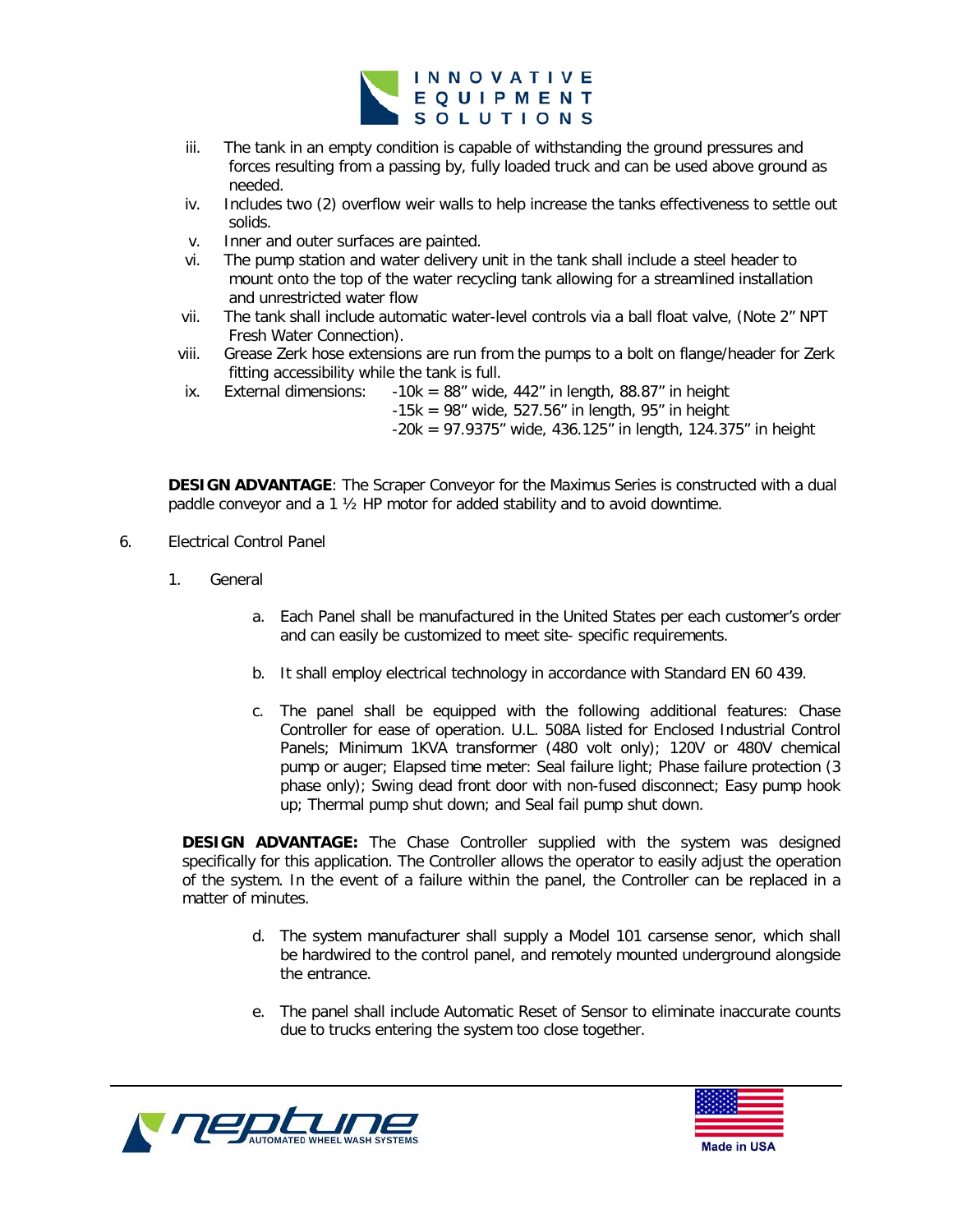iii. The tank in an empty condition is capable of withstanding the ground pressures and forces resulting from a passing by, fully loaded truck and can be used above ground as needed.

iv. Includes two (2) overflow weir walls to help increase the tanks effectiveness to settle out solids.

v. Inner and outer surfaces are painted.

vi. The pump station and water delivery unit in the tank shall include a steel header to mount onto the top of the water recycling tank allowing for a streamlined installation and unrestricted water flow

vii. The tank shall include automatic water-level controls via a ball float valve, (Note 2" NPT Fresh Water Connection).

viii. Grease Zerk hose extensions are run from the pumps to a bolt on flange/header for Zerk fitting accessibility while the tank is full.

ix. External dimensions: -10k = 88" wide, 442" in length, 88.87" in height
-15k = 98" wide, 527.56" in length, 95" in height
-20k = 97.9375" wide, 436.125" in length, 124.375" in height

**DESIGN ADVANTAGE**: The Scraper Conveyor for the Maximus Series is constructed with a dual paddle conveyor and a 1 ½ HP motor for added stability and to avoid downtime.

6. Electrical Control Panel

1. General

a. Each Panel shall be manufactured in the United States per each customer's order and can easily be customized to meet site- specific requirements.

b. It shall employ electrical technology in accordance with Standard EN 60 439.

c. The panel shall be equipped with the following additional features: Chase Controller for ease of operation. U.L. 508A listed for Enclosed Industrial Control Panels; Minimum 1KVA transformer (480 volt only); 120V or 480V chemical pump or auger; Elapsed time meter: Seal failure light; Phase failure protection (3 phase only); Swing dead front door with non-fused disconnect; Easy pump hook up; Thermal pump shut down; and Seal fail pump shut down.

**DESIGN ADVANTAGE:** The Chase Controller supplied with the system was designed specifically for this application. The Controller allows the operator to easily adjust the operation of the system. In the event of a failure within the panel, the Controller can be replaced in a matter of minutes.

d. The system manufacturer shall supply a Model 101 carsense senor, which shall be hardwired to the control panel, and remotely mounted underground alongside the entrance.

e. The panel shall include Automatic Reset of Sensor to eliminate inaccurate counts due to trucks entering the system too close together.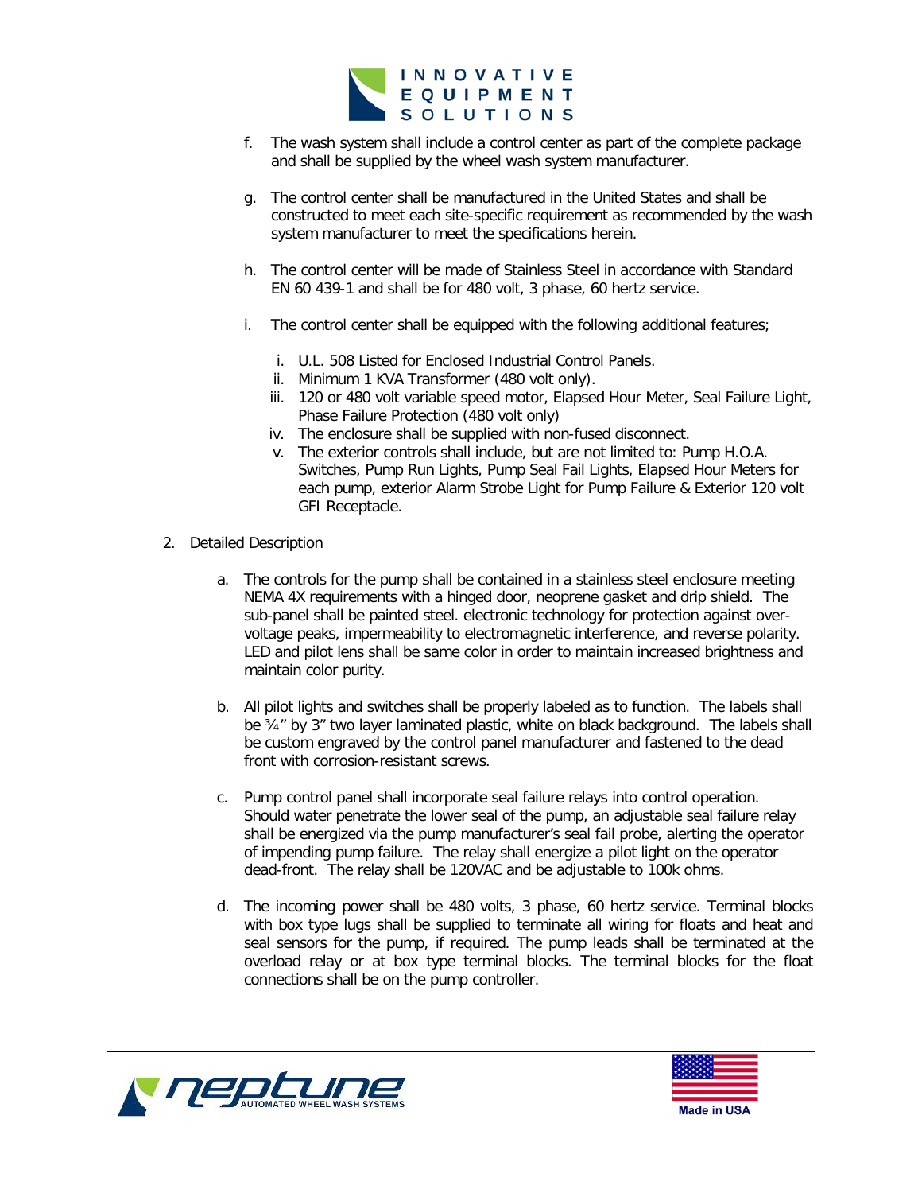f. The wash system shall include a control center as part of the complete package and shall be supplied by the wheel wash system manufacturer.

g. The control center shall be manufactured in the United States and shall be constructed to meet each site-specific requirement as recommended by the wash system manufacturer to meet the specifications herein.

h. The control center will be made of Stainless Steel in accordance with Standard EN 60 439-1 and shall be for 480 volt, 3 phase, 60 hertz service.

i. The control center shall be equipped with the following additional features;

   i. U.L. 508 Listed for Enclosed Industrial Control Panels.
   ii. Minimum 1 KVA Transformer (480 volt only).
   iii. 120 or 480 volt variable speed motor, Elapsed Hour Meter, Seal Failure Light, Phase Failure Protection (480 volt only)
   iv. The enclosure shall be supplied with non-fused disconnect.
   v. The exterior controls shall include, but are not limited to: Pump H.O.A. Switches, Pump Run Lights, Pump Seal Fail Lights, Elapsed Hour Meters for each pump, exterior Alarm Strobe Light for Pump Failure & Exterior 120 volt GFI Receptacle.

2. Detailed Description

   a. The controls for the pump shall be contained in a stainless steel enclosure meeting NEMA 4X requirements with a hinged door, neoprene gasket and drip shield. The sub-panel shall be painted steel. electronic technology for protection against over-voltage peaks, impermeability to electromagnetic interference, and reverse polarity. LED and pilot lens shall be same color in order to maintain increased brightness and maintain color purity.

   b. All pilot lights and switches shall be properly labeled as to function. The labels shall be ¾” by 3” two layer laminated plastic, white on black background. The labels shall be custom engraved by the control panel manufacturer and fastened to the dead front with corrosion-resistant screws.

   c. Pump control panel shall incorporate seal failure relays into control operation. Should water penetrate the lower seal of the pump, an adjustable seal failure relay shall be energized via the pump manufacturer’s seal fail probe, alerting the operator of impending pump failure. The relay shall energize a pilot light on the operator dead-front. The relay shall be 120VAC and be adjustable to 100k ohms.

   d. The incoming power shall be 480 volts, 3 phase, 60 hertz service. Terminal blocks with box type lugs shall be supplied to terminate all wiring for floats and heat and seal sensors for the pump, if required. The pump leads shall be terminated at the overload relay or at box type terminal blocks. The terminal blocks for the float connections shall be on the pump controller.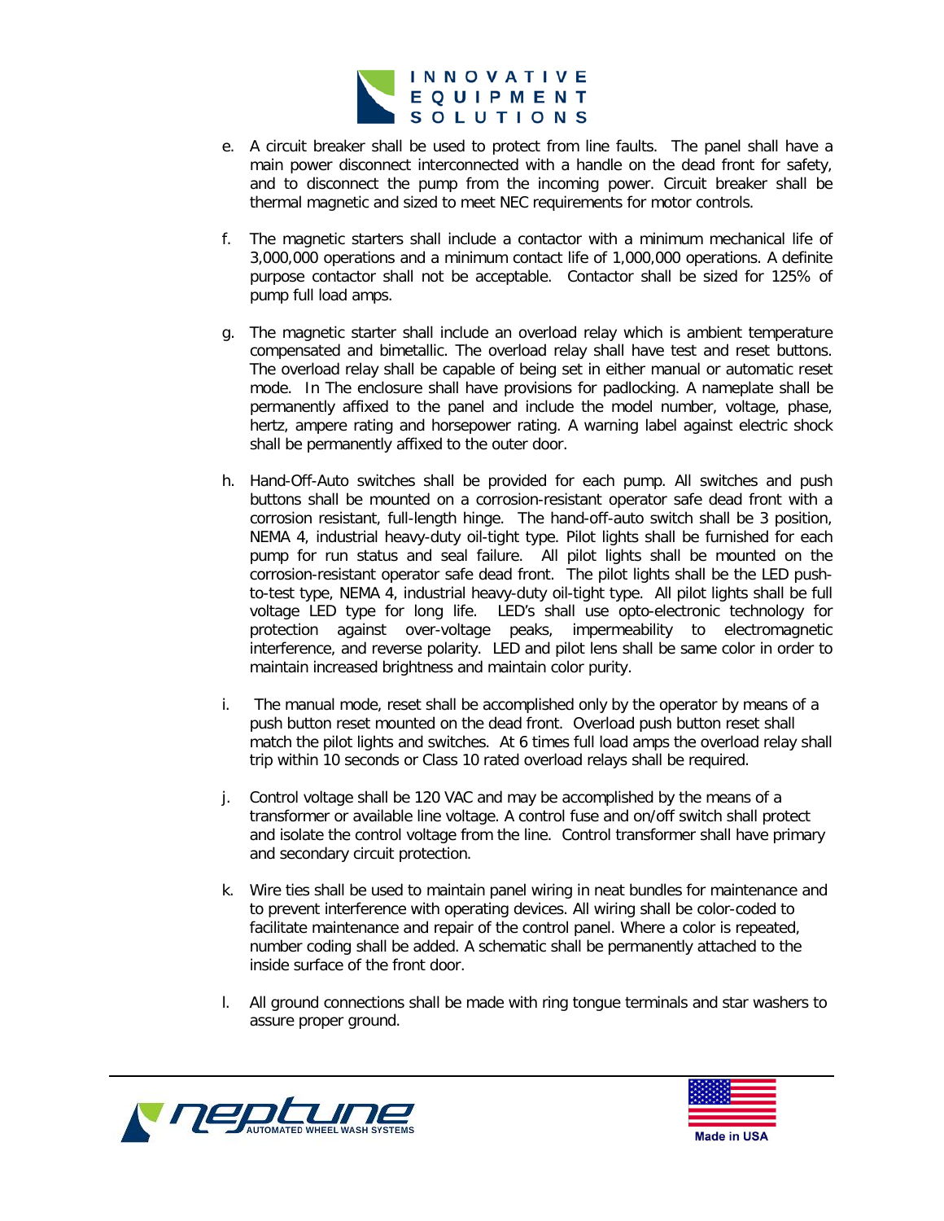e. A circuit breaker shall be used to protect from line faults. The panel shall have a main power disconnect interconnected with a handle on the dead front for safety, and to disconnect the pump from the incoming power. Circuit breaker shall be thermal magnetic and sized to meet NEC requirements for motor controls.

f. The magnetic starters shall include a contactor with a minimum mechanical life of 3,000,000 operations and a minimum contact life of 1,000,000 operations. A definite purpose contactor shall not be acceptable. Contactor shall be sized for 125% of pump full load amps.

g. The magnetic starter shall include an overload relay which is ambient temperature compensated and bimetallic. The overload relay shall have test and reset buttons. The overload relay shall be capable of being set in either manual or automatic reset mode. In The enclosure shall have provisions for padlocking. A nameplate shall be permanently affixed to the panel and include the model number, voltage, phase, hertz, ampere rating and horsepower rating. A warning label against electric shock shall be permanently affixed to the outer door.

h. Hand-Off-Auto switches shall be provided for each pump. All switches and push buttons shall be mounted on a corrosion-resistant operator safe dead front with a corrosion resistant, full-length hinge. The hand-off-auto switch shall be 3 position, NEMA 4, industrial heavy-duty oil-tight type. Pilot lights shall be furnished for each pump for run status and seal failure. All pilot lights shall be mounted on the corrosion-resistant operator safe dead front. The pilot lights shall be the LED push-to-test type, NEMA 4, industrial heavy-duty oil-tight type. All pilot lights shall be full voltage LED type for long life. LED's shall use opto-electronic technology for protection against over-voltage peaks, impermeability to electromagnetic interference, and reverse polarity. LED and pilot lens shall be same color in order to maintain increased brightness and maintain color purity.

i. The manual mode, reset shall be accomplished only by the operator by means of a push button reset mounted on the dead front. Overload push button reset shall match the pilot lights and switches. At 6 times full load amps the overload relay shall trip within 10 seconds or Class 10 rated overload relays shall be required.

j. Control voltage shall be 120 VAC and may be accomplished by the means of a transformer or available line voltage. A control fuse and on/off switch shall protect and isolate the control voltage from the line. Control transformer shall have primary and secondary circuit protection.

k. Wire ties shall be used to maintain panel wiring in neat bundles for maintenance and to prevent interference with operating devices. All wiring shall be color-coded to facilitate maintenance and repair of the control panel. Where a color is repeated, number coding shall be added. A schematic shall be permanently attached to the inside surface of the front door.

l. All ground connections shall be made with ring tongue terminals and star washers to assure proper ground.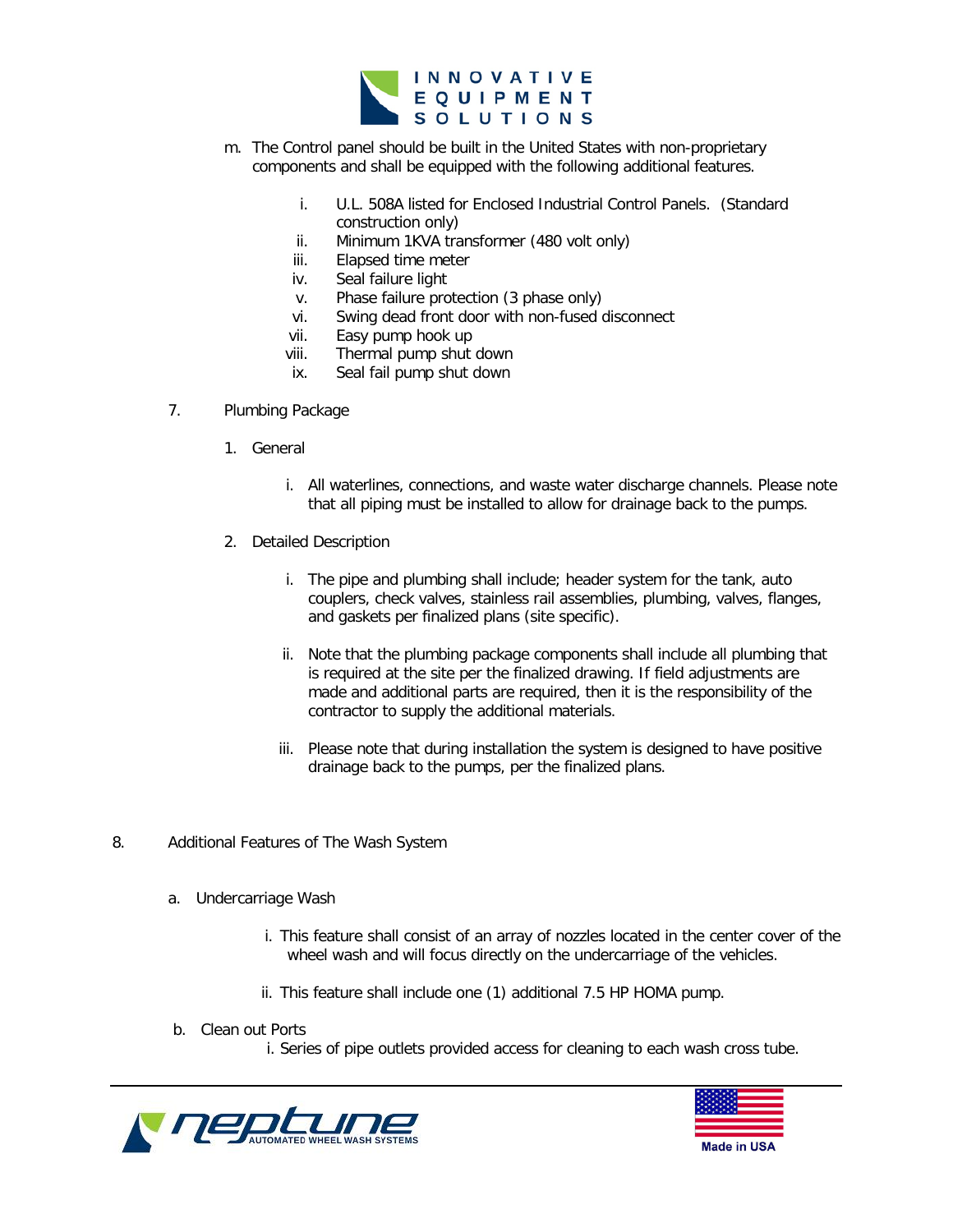m. The Control panel should be built in the United States with non-proprietary components and shall be equipped with the following additional features.

   i. U.L. 508A listed for Enclosed Industrial Control Panels. (Standard construction only)
   ii. Minimum 1KVA transformer (480 volt only)
   iii. Elapsed time meter
   iv. Seal failure light
   v. Phase failure protection (3 phase only)
   vi. Swing dead front door with non-fused disconnect
   vii. Easy pump hook up
   viii. Thermal pump shut down
   ix. Seal fail pump shut down

7. Plumbing Package

   1. General

      i. All waterlines, connections, and waste water discharge channels. Please note that all piping must be installed to allow for drainage back to the pumps.

   2. Detailed Description

      i. The pipe and plumbing shall include; header system for the tank, auto couplers, check valves, stainless rail assemblies, plumbing, valves, flanges, and gaskets per finalized plans (site specific).

      ii. Note that the plumbing package components shall include all plumbing that is required at the site per the finalized drawing. If field adjustments are made and additional parts are required, then it is the responsibility of the contractor to supply the additional materials.

      iii. Please note that during installation the system is designed to have positive drainage back to the pumps, per the finalized plans.

8. Additional Features of The Wash System

   a. Undercarriage Wash

      i. This feature shall consist of an array of nozzles located in the center cover of the wheel wash and will focus directly on the undercarriage of the vehicles.

      ii. This feature shall include one (1) additional 7.5 HP HOMA pump.

   b. Clean out Ports

      i. Series of pipe outlets provided access for cleaning to each wash cross tube.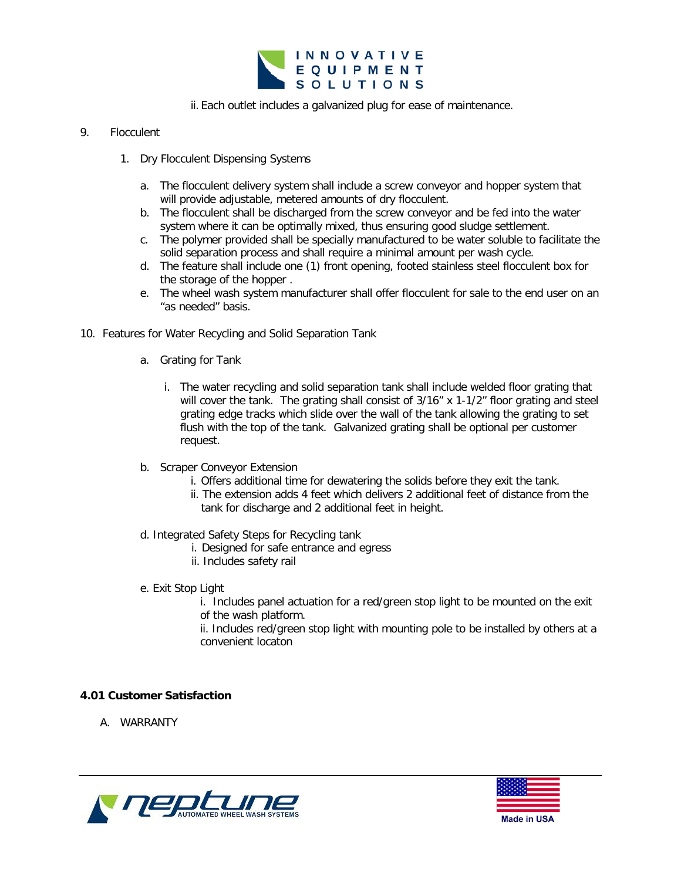ii. Each outlet includes a galvanized plug for ease of maintenance.

9. Flocculent

   1. Dry Flocculent Dispensing Systems

      a. The flocculent delivery system shall include a screw conveyor and hopper system that will provide adjustable, metered amounts of dry flocculent.
      b. The flocculent shall be discharged from the screw conveyor and be fed into the water system where it can be optimally mixed, thus ensuring good sludge settlement.
      c. The polymer provided shall be specially manufactured to be water soluble to facilitate the solid separation process and shall require a minimal amount per wash cycle.
      d. The feature shall include one (1) front opening, footed stainless steel flocculent box for the storage of the hopper .
      e. The wheel wash system manufacturer shall offer flocculent for sale to the end user on an "as needed" basis.

10. Features for Water Recycling and Solid Separation Tank

   a. Grating for Tank

      i. The water recycling and solid separation tank shall include welded floor grating that will cover the tank. The grating shall consist of 3/16" x 1-1/2" floor grating and steel grating edge tracks which slide over the wall of the tank allowing the grating to set flush with the top of the tank. Galvanized grating shall be optional per customer request.

   b. Scraper Conveyor Extension
      i. Offers additional time for dewatering the solids before they exit the tank.
      ii. The extension adds 4 feet which delivers 2 additional feet of distance from the tank for discharge and 2 additional feet in height.

   d. Integrated Safety Steps for Recycling tank
      i. Designed for safe entrance and egress
      ii. Includes safety rail

   e. Exit Stop Light
      i. Includes panel actuation for a red/green stop light to be mounted on the exit of the wash platform.
      ii. Includes red/green stop light with mounting pole to be installed by others at a convenient locaton

**4.01 Customer Satisfaction**

A. WARRANTY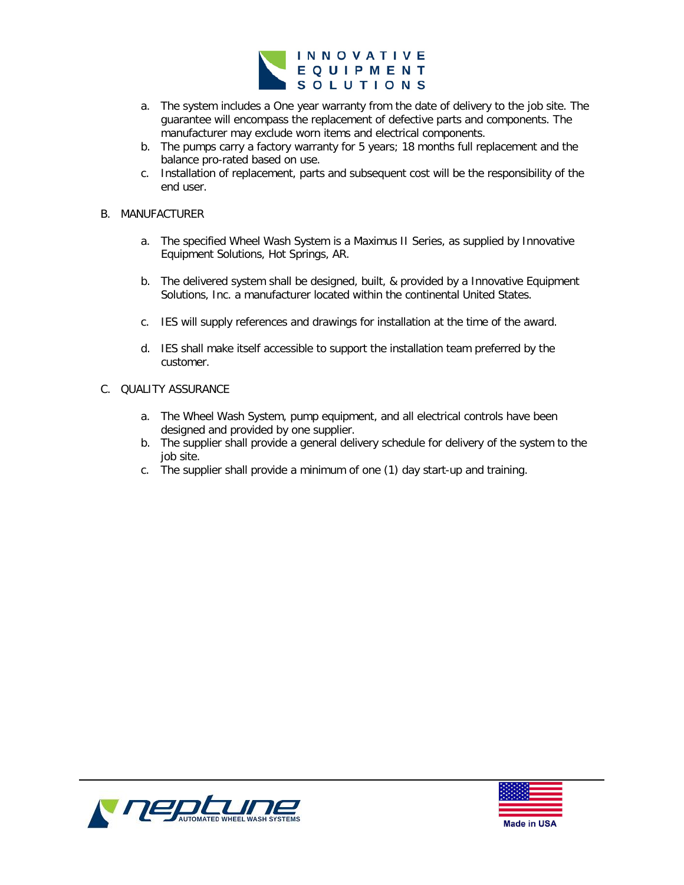a. The system includes a One year warranty from the date of delivery to the job site. The guarantee will encompass the replacement of defective parts and components. The manufacturer may exclude worn items and electrical components.
b. The pumps carry a factory warranty for 5 years; 18 months full replacement and the balance pro-rated based on use.
c. Installation of replacement, parts and subsequent cost will be the responsibility of the end user.

B. MANUFACTURER

a. The specified Wheel Wash System is a Maximus II Series, as supplied by Innovative Equipment Solutions, Hot Springs, AR.

b. The delivered system shall be designed, built, & provided by a Innovative Equipment Solutions, Inc. a manufacturer located within the continental United States.

c. IES will supply references and drawings for installation at the time of the award.

d. IES shall make itself accessible to support the installation team preferred by the customer.

C. QUALITY ASSURANCE

a. The Wheel Wash System, pump equipment, and all electrical controls have been designed and provided by one supplier.
b. The supplier shall provide a general delivery schedule for delivery of the system to the job site.
c. The supplier shall provide a minimum of one (1) day start-up and training.